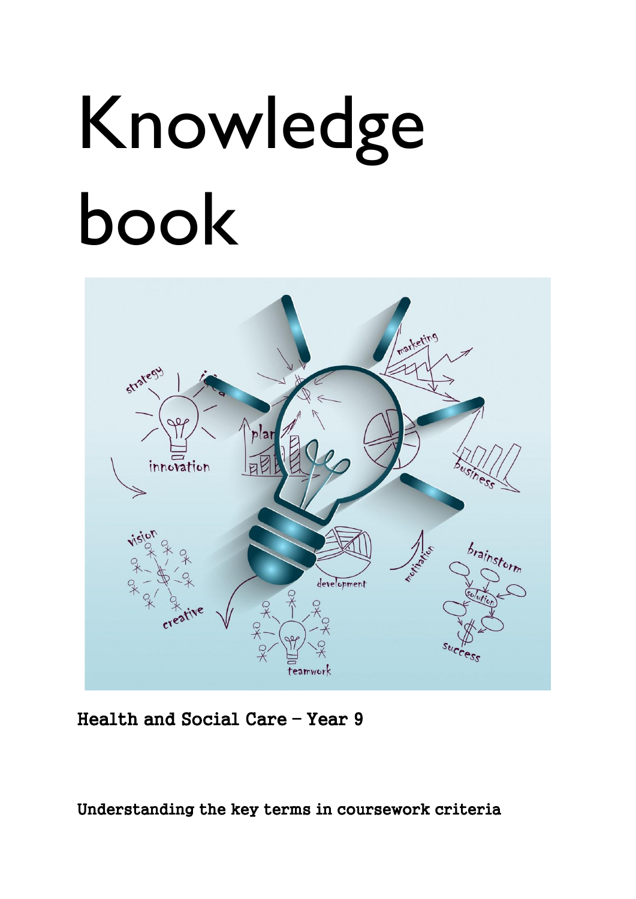# Knowledge book

**Health and Social Care – Year 9**

**Understanding the key terms in coursework criteria**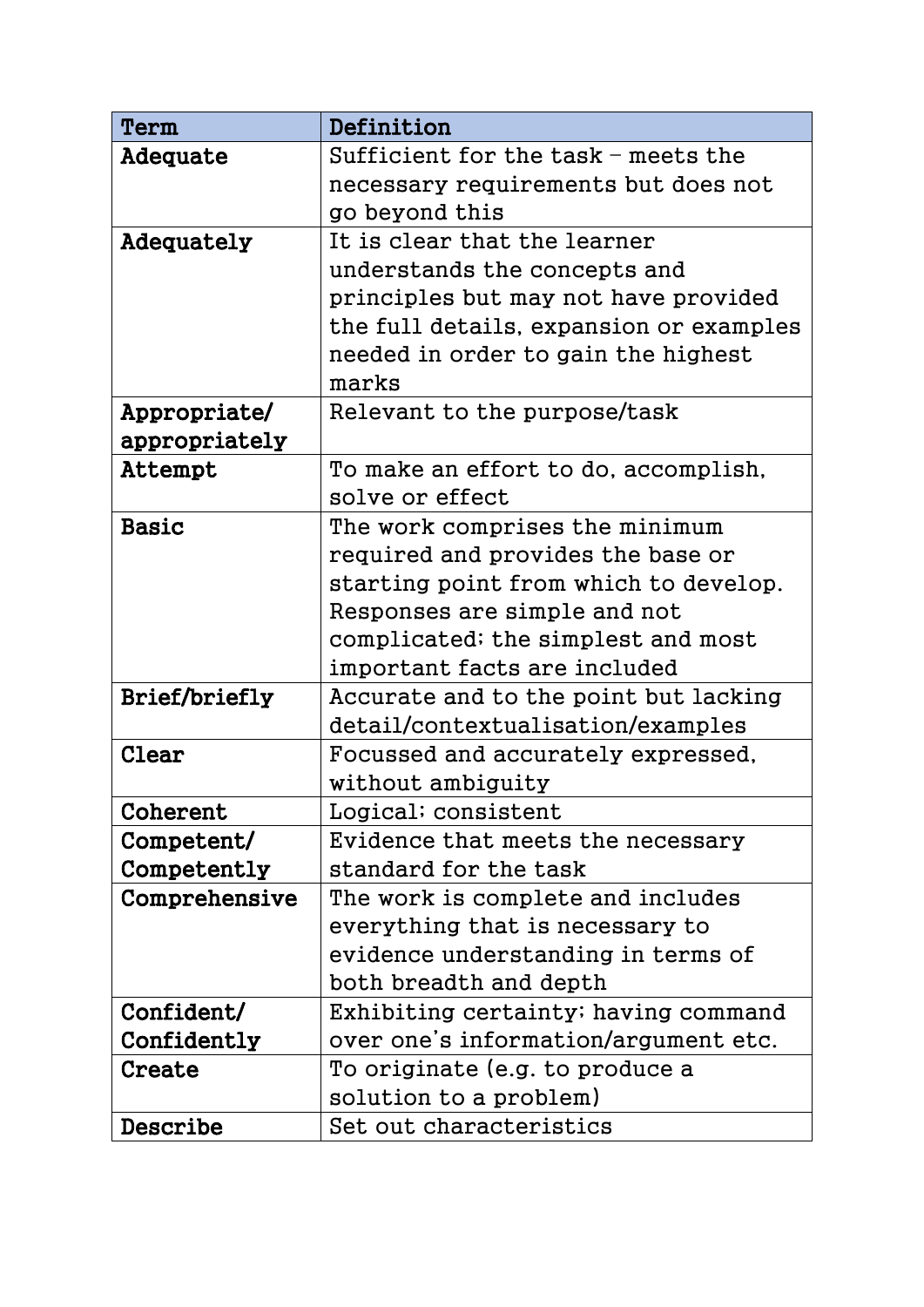| Term | Definition |
|---|---|
| **Adequate** | Sufficient for the task – meets the necessary requirements but does not go beyond this |
| **Adequately** | It is clear that the learner understands the concepts and principles but may not have provided the full details, expansion or examples needed in order to gain the highest marks |
| **Appropriate/ appropriately** | Relevant to the purpose/task |
| **Attempt** | To make an effort to do, accomplish, solve or effect |
| **Basic** | The work comprises the minimum required and provides the base or starting point from which to develop. Responses are simple and not complicated; the simplest and most important facts are included |
| **Brief/briefly** | Accurate and to the point but lacking detail/contextualisation/examples |
| **Clear** | Focussed and accurately expressed, without ambiguity |
| **Coherent** | Logical; consistent |
| **Competent/ Competently** | Evidence that meets the necessary standard for the task |
| **Comprehensive** | The work is complete and includes everything that is necessary to evidence understanding in terms of both breadth and depth |
| **Confident/ Confidently** | Exhibiting certainty; having command over one's information/argument etc. |
| **Create** | To originate (e.g. to produce a solution to a problem) |
| **Describe** | Set out characteristics |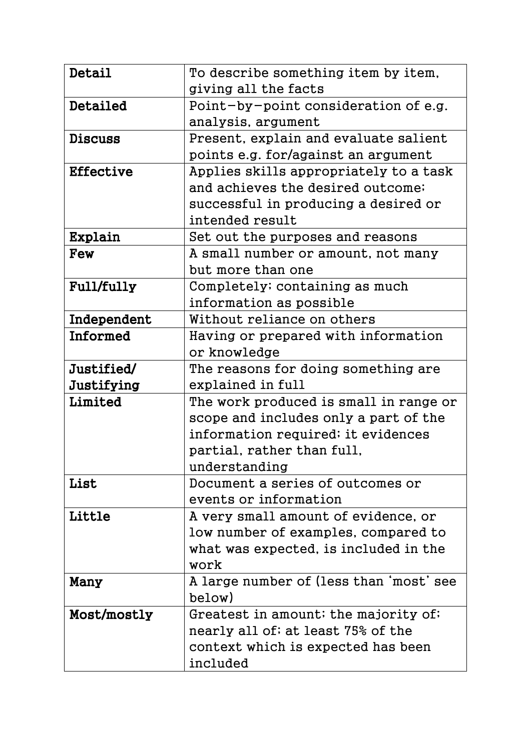| | |
|---|---|
| **Detail** | To describe something item by item, giving all the facts |
| **Detailed** | Point-by-point consideration of e.g. analysis, argument |
| **Discuss** | Present, explain and evaluate salient points e.g. for/against an argument |
| **Effective** | Applies skills appropriately to a task and achieves the desired outcome; successful in producing a desired or intended result |
| **Explain** | Set out the purposes and reasons |
| **Few** | A small number or amount, not many but more than one |
| **Full/fully** | Completely; containing as much information as possible |
| **Independent** | Without reliance on others |
| **Informed** | Having or prepared with information or knowledge |
| **Justified/ Justifying** | The reasons for doing something are explained in full |
| **Limited** | The work produced is small in range or scope and includes only a part of the information required; it evidences partial, rather than full, understanding |
| **List** | Document a series of outcomes or events or information |
| **Little** | A very small amount of evidence, or low number of examples, compared to what was expected, is included in the work |
| **Many** | A large number of (less than 'most' see below) |
| **Most/mostly** | Greatest in amount; the majority of; nearly all of; at least 75% of the context which is expected has been included |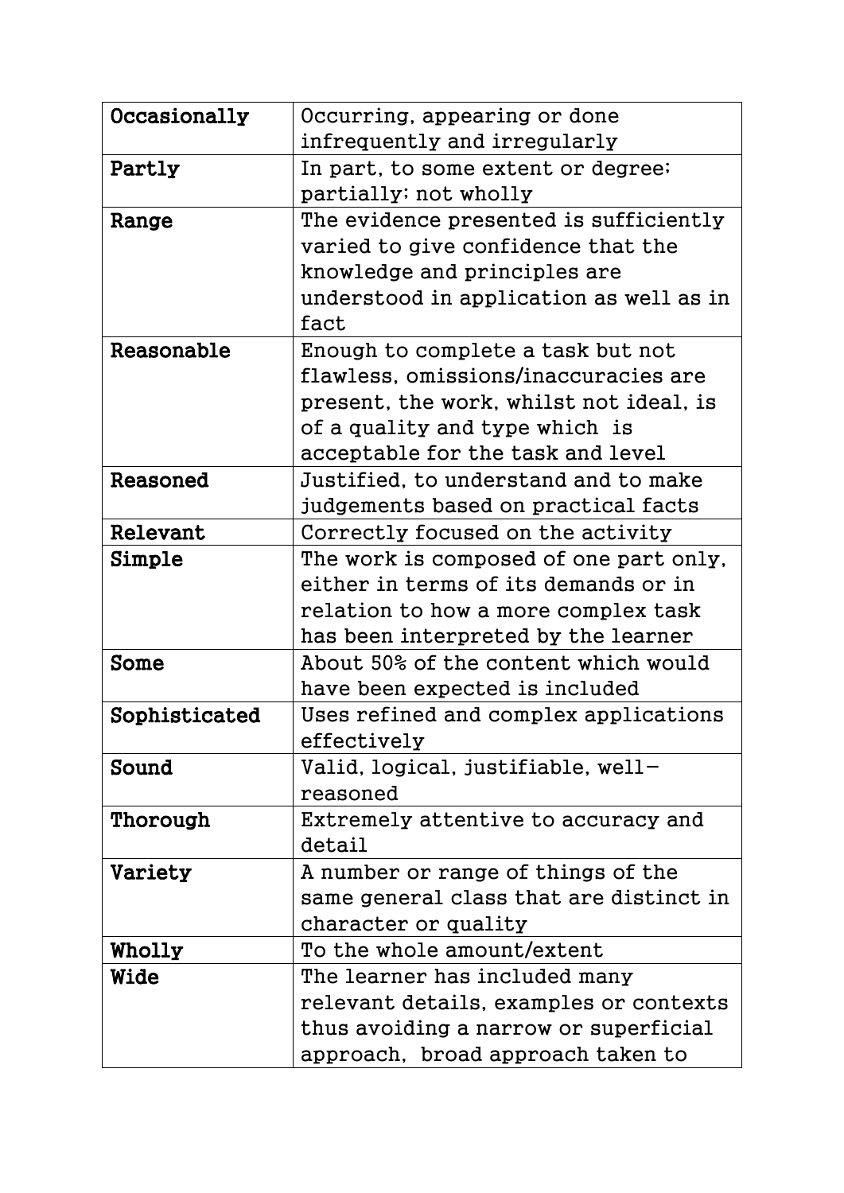| | |
|---|---|
| **Occasionally** | Occurring, appearing or done infrequently and irregularly |
| **Partly** | In part, to some extent or degree; partially; not wholly |
| **Range** | The evidence presented is sufficiently varied to give confidence that the knowledge and principles are understood in application as well as in fact |
| **Reasonable** | Enough to complete a task but not flawless, omissions/inaccuracies are present, the work, whilst not ideal, is of a quality and type which is acceptable for the task and level |
| **Reasoned** | Justified, to understand and to make judgements based on practical facts |
| **Relevant** | Correctly focused on the activity |
| **Simple** | The work is composed of one part only, either in terms of its demands or in relation to how a more complex task has been interpreted by the learner |
| **Some** | About 50% of the content which would have been expected is included |
| **Sophisticated** | Uses refined and complex applications effectively |
| **Sound** | Valid, logical, justifiable, well-reasoned |
| **Thorough** | Extremely attentive to accuracy and detail |
| **Variety** | A number or range of things of the same general class that are distinct in character or quality |
| **Wholly** | To the whole amount/extent |
| **Wide** | The learner has included many relevant details, examples or contexts thus avoiding a narrow or superficial approach, broad approach taken to |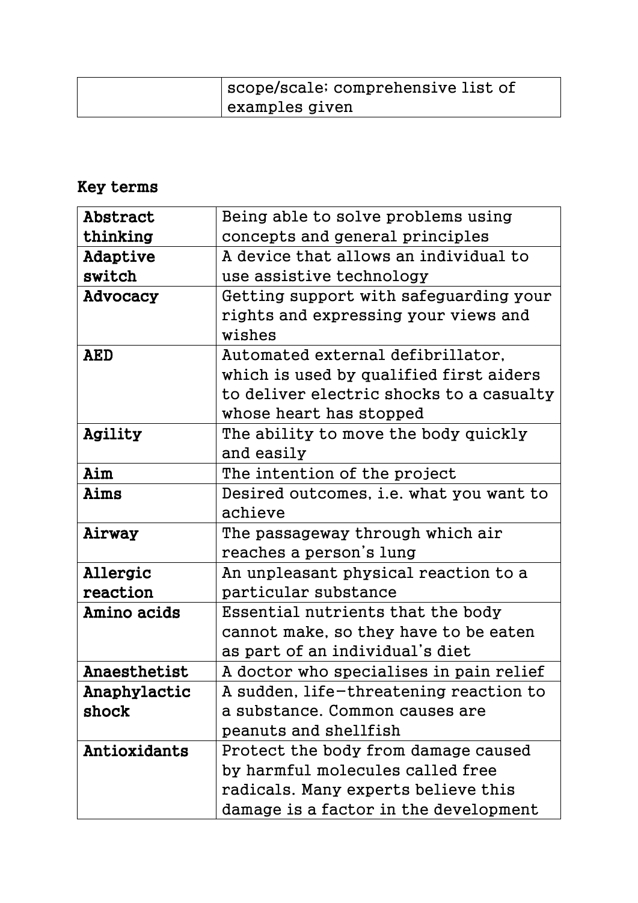| | |
|---|---|
| | scope/scale; comprehensive list of examples given |

## Key terms

| | |
|---|---|
| **Abstract thinking** | Being able to solve problems using concepts and general principles |
| **Adaptive switch** | A device that allows an individual to use assistive technology |
| **Advocacy** | Getting support with safeguarding your rights and expressing your views and wishes |
| **AED** | Automated external defibrillator, which is used by qualified first aiders to deliver electric shocks to a casualty whose heart has stopped |
| **Agility** | The ability to move the body quickly and easily |
| **Aim** | The intention of the project |
| **Aims** | Desired outcomes, i.e. what you want to achieve |
| **Airway** | The passageway through which air reaches a person's lung |
| **Allergic reaction** | An unpleasant physical reaction to a particular substance |
| **Amino acids** | Essential nutrients that the body cannot make, so they have to be eaten as part of an individual's diet |
| **Anaesthetist** | A doctor who specialises in pain relief |
| **Anaphylactic shock** | A sudden, life-threatening reaction to a substance. Common causes are peanuts and shellfish |
| **Antioxidants** | Protect the body from damage caused by harmful molecules called free radicals. Many experts believe this damage is a factor in the development |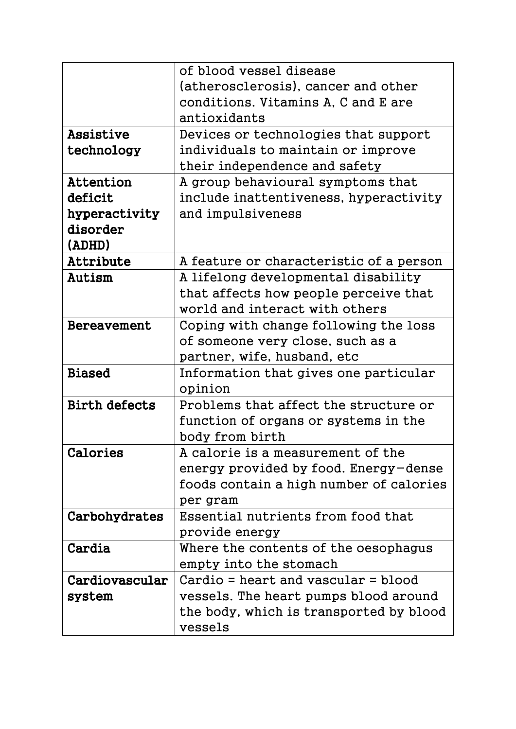| | |
|---|---|
| | of blood vessel disease (atherosclerosis), cancer and other conditions. Vitamins A, C and E are antioxidants |
| **Assistive technology** | Devices or technologies that support individuals to maintain or improve their independence and safety |
| **Attention deficit hyperactivity disorder (ADHD)** | A group behavioural symptoms that include inattentiveness, hyperactivity and impulsiveness |
| **Attribute** | A feature or characteristic of a person |
| **Autism** | A lifelong developmental disability that affects how people perceive that world and interact with others |
| **Bereavement** | Coping with change following the loss of someone very close, such as a partner, wife, husband, etc |
| **Biased** | Information that gives one particular opinion |
| **Birth defects** | Problems that affect the structure or function of organs or systems in the body from birth |
| **Calories** | A calorie is a measurement of the energy provided by food. Energy-dense foods contain a high number of calories per gram |
| **Carbohydrates** | Essential nutrients from food that provide energy |
| **Cardia** | Where the contents of the oesophagus empty into the stomach |
| **Cardiovascular system** | Cardio = heart and vascular = blood vessels. The heart pumps blood around the body, which is transported by blood vessels |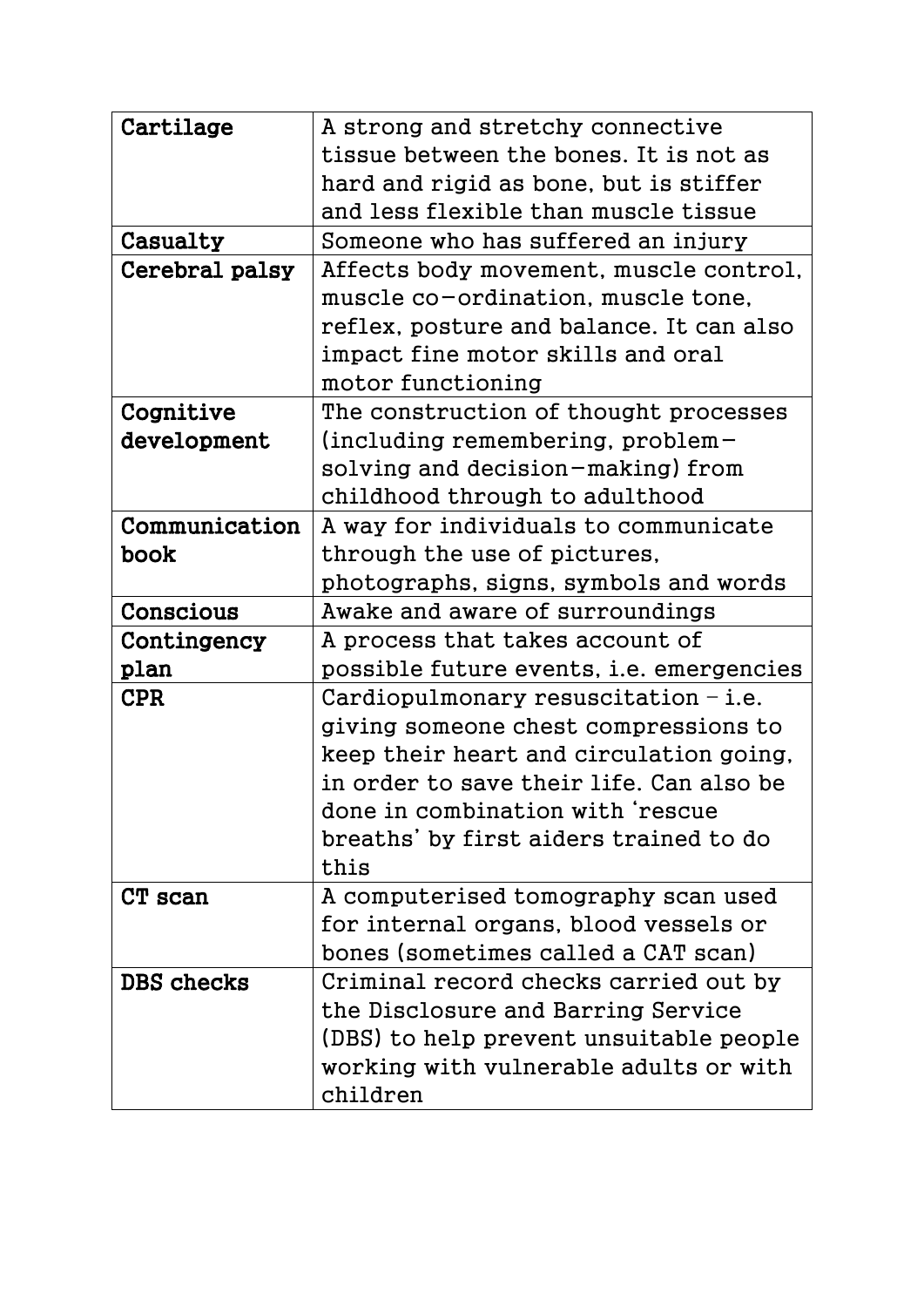| **Cartilage** | A strong and stretchy connective tissue between the bones. It is not as hard and rigid as bone, but is stiffer and less flexible than muscle tissue |
|---|---|
| **Casualty** | Someone who has suffered an injury |
| **Cerebral palsy** | Affects body movement, muscle control, muscle co-ordination, muscle tone, reflex, posture and balance. It can also impact fine motor skills and oral motor functioning |
| **Cognitive development** | The construction of thought processes (including remembering, problem-solving and decision-making) from childhood through to adulthood |
| **Communication book** | A way for individuals to communicate through the use of pictures, photographs, signs, symbols and words |
| **Conscious** | Awake and aware of surroundings |
| **Contingency plan** | A process that takes account of possible future events, i.e. emergencies |
| **CPR** | Cardiopulmonary resuscitation – i.e. giving someone chest compressions to keep their heart and circulation going, in order to save their life. Can also be done in combination with 'rescue breaths' by first aiders trained to do this |
| **CT scan** | A computerised tomography scan used for internal organs, blood vessels or bones (sometimes called a CAT scan) |
| **DBS checks** | Criminal record checks carried out by the Disclosure and Barring Service (DBS) to help prevent unsuitable people working with vulnerable adults or with children |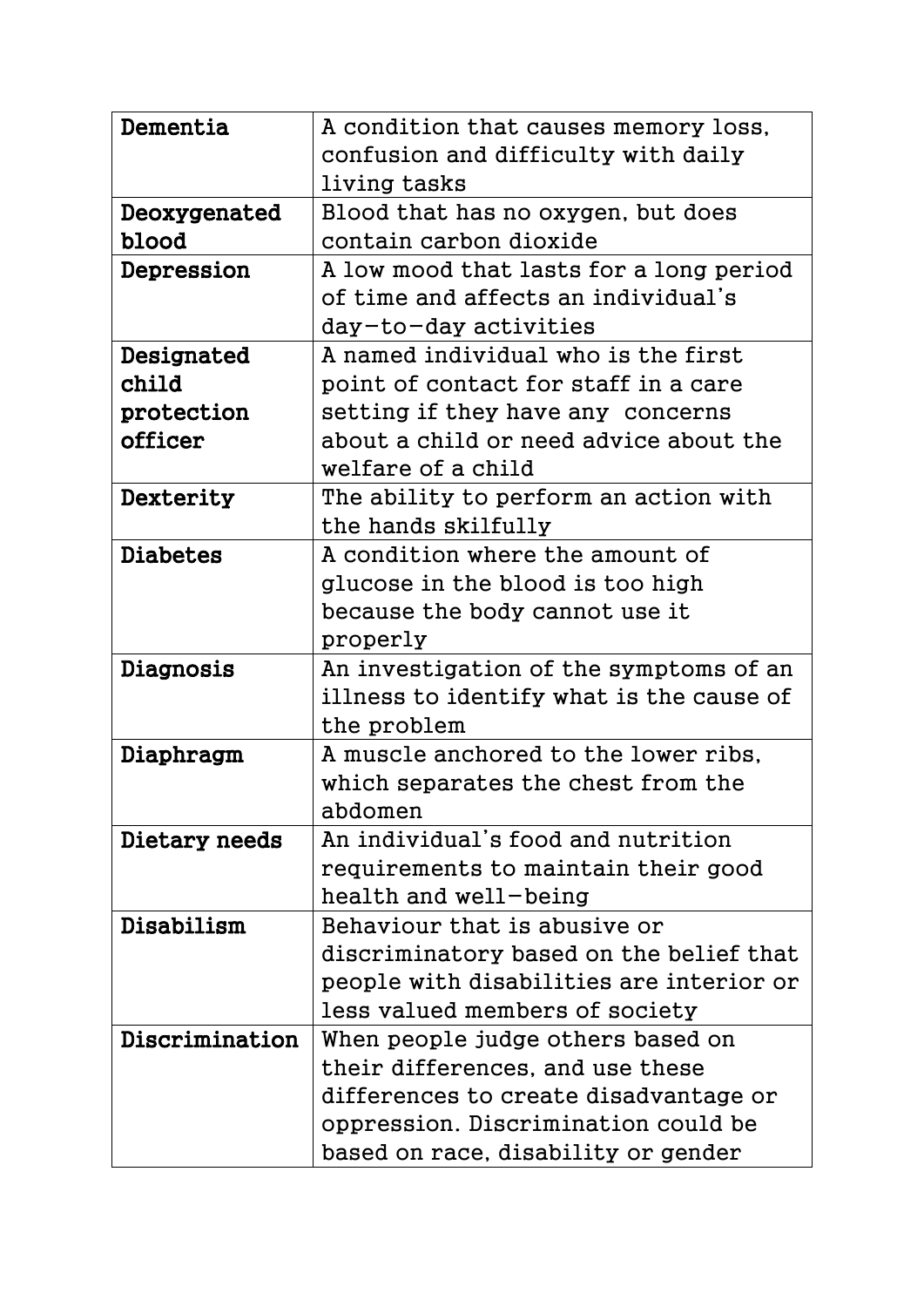| | |
|---|---|
| **Dementia** | A condition that causes memory loss, confusion and difficulty with daily living tasks |
| **Deoxygenated blood** | Blood that has no oxygen, but does contain carbon dioxide |
| **Depression** | A low mood that lasts for a long period of time and affects an individual's day-to-day activities |
| **Designated child protection officer** | A named individual who is the first point of contact for staff in a care setting if they have any concerns about a child or need advice about the welfare of a child |
| **Dexterity** | The ability to perform an action with the hands skilfully |
| **Diabetes** | A condition where the amount of glucose in the blood is too high because the body cannot use it properly |
| **Diagnosis** | An investigation of the symptoms of an illness to identify what is the cause of the problem |
| **Diaphragm** | A muscle anchored to the lower ribs, which separates the chest from the abdomen |
| **Dietary needs** | An individual's food and nutrition requirements to maintain their good health and well-being |
| **Disabilism** | Behaviour that is abusive or discriminatory based on the belief that people with disabilities are interior or less valued members of society |
| **Discrimination** | When people judge others based on their differences, and use these differences to create disadvantage or oppression. Discrimination could be based on race, disability or gender |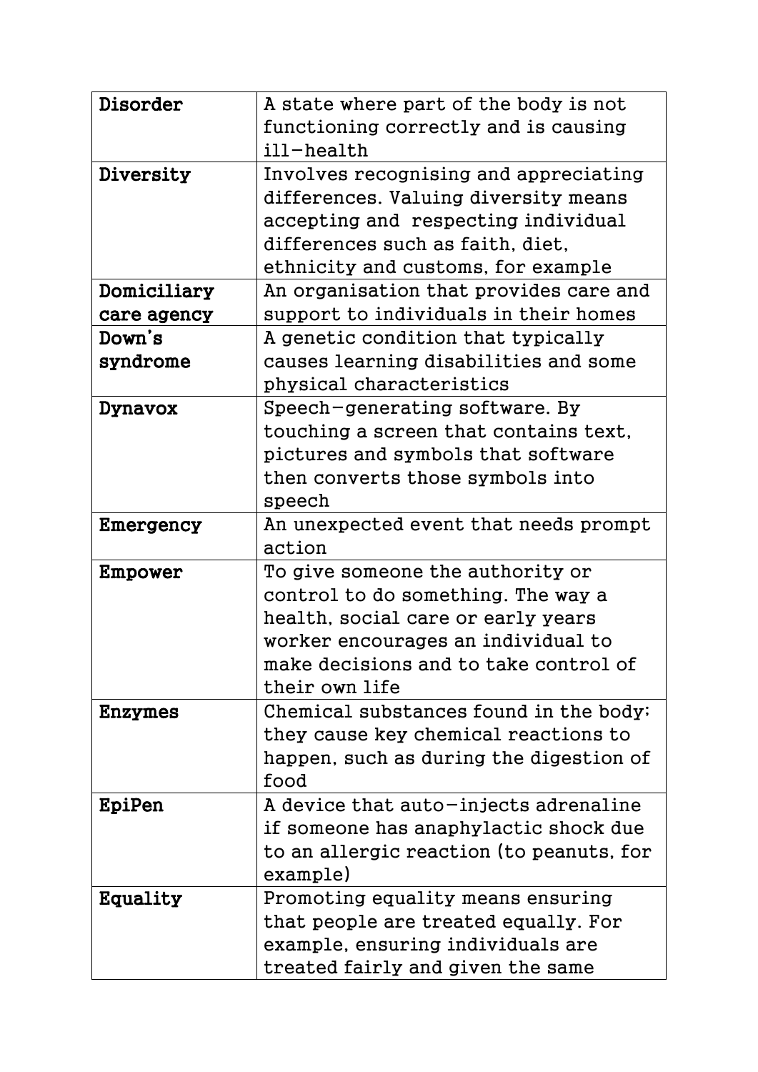| | |
|---|---|
| **Disorder** | A state where part of the body is not functioning correctly and is causing ill-health |
| **Diversity** | Involves recognising and appreciating differences. Valuing diversity means accepting and respecting individual differences such as faith, diet, ethnicity and customs, for example |
| **Domiciliary care agency** | An organisation that provides care and support to individuals in their homes |
| **Down's syndrome** | A genetic condition that typically causes learning disabilities and some physical characteristics |
| **Dynavox** | Speech-generating software. By touching a screen that contains text, pictures and symbols that software then converts those symbols into speech |
| **Emergency** | An unexpected event that needs prompt action |
| **Empower** | To give someone the authority or control to do something. The way a health, social care or early years worker encourages an individual to make decisions and to take control of their own life |
| **Enzymes** | Chemical substances found in the body; they cause key chemical reactions to happen, such as during the digestion of food |
| **EpiPen** | A device that auto-injects adrenaline if someone has anaphylactic shock due to an allergic reaction (to peanuts, for example) |
| **Equality** | Promoting equality means ensuring that people are treated equally. For example, ensuring individuals are treated fairly and given the same |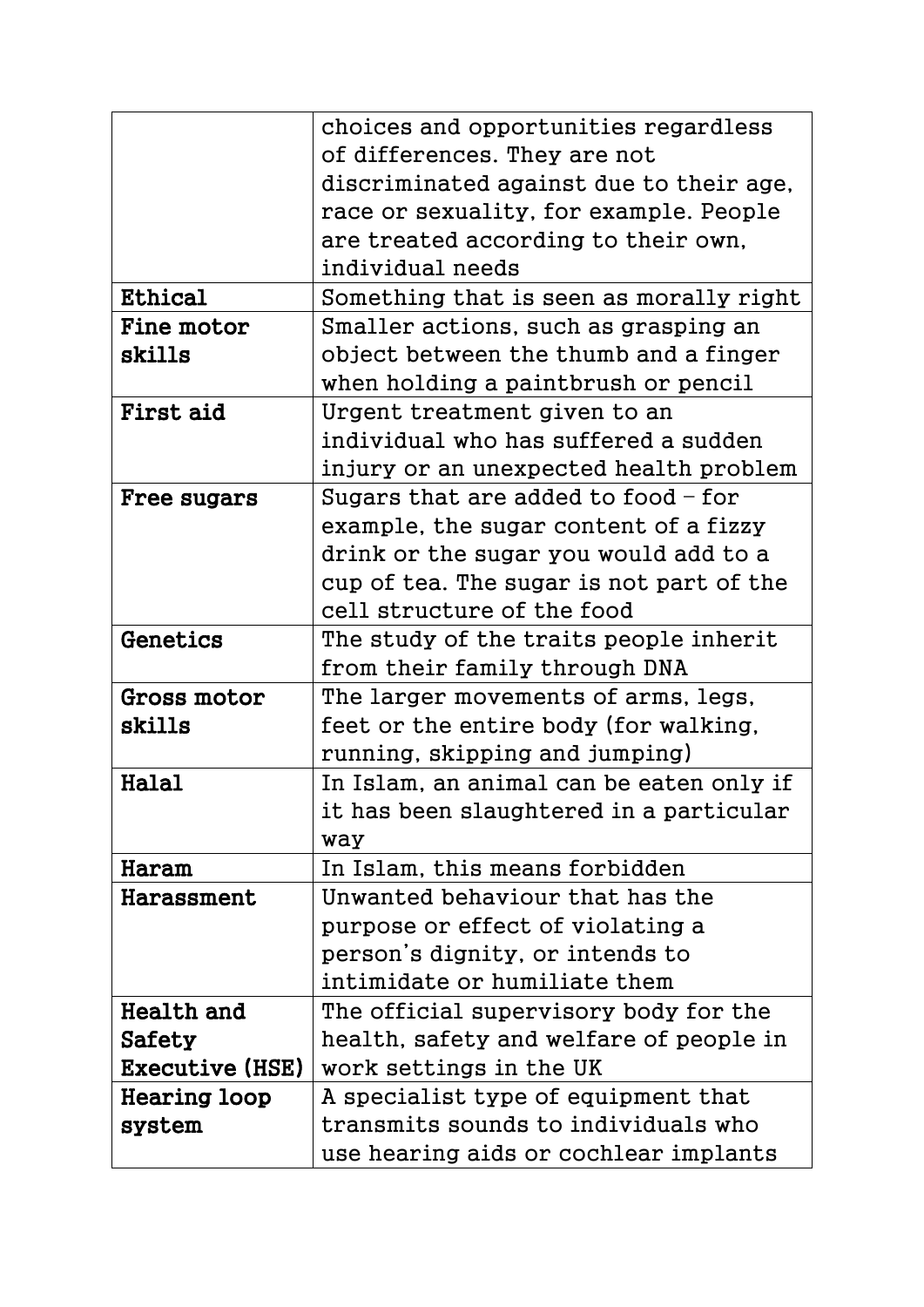| | |
|---|---|
| | choices and opportunities regardless of differences. They are not discriminated against due to their age, race or sexuality, for example. People are treated according to their own, individual needs |
| **Ethical** | Something that is seen as morally right |
| **Fine motor skills** | Smaller actions, such as grasping an object between the thumb and a finger when holding a paintbrush or pencil |
| **First aid** | Urgent treatment given to an individual who has suffered a sudden injury or an unexpected health problem |
| **Free sugars** | Sugars that are added to food – for example, the sugar content of a fizzy drink or the sugar you would add to a cup of tea. The sugar is not part of the cell structure of the food |
| **Genetics** | The study of the traits people inherit from their family through DNA |
| **Gross motor skills** | The larger movements of arms, legs, feet or the entire body (for walking, running, skipping and jumping) |
| **Halal** | In Islam, an animal can be eaten only if it has been slaughtered in a particular way |
| **Haram** | In Islam, this means forbidden |
| **Harassment** | Unwanted behaviour that has the purpose or effect of violating a person's dignity, or intends to intimidate or humiliate them |
| **Health and Safety Executive (HSE)** | The official supervisory body for the health, safety and welfare of people in work settings in the UK |
| **Hearing loop system** | A specialist type of equipment that transmits sounds to individuals who use hearing aids or cochlear implants |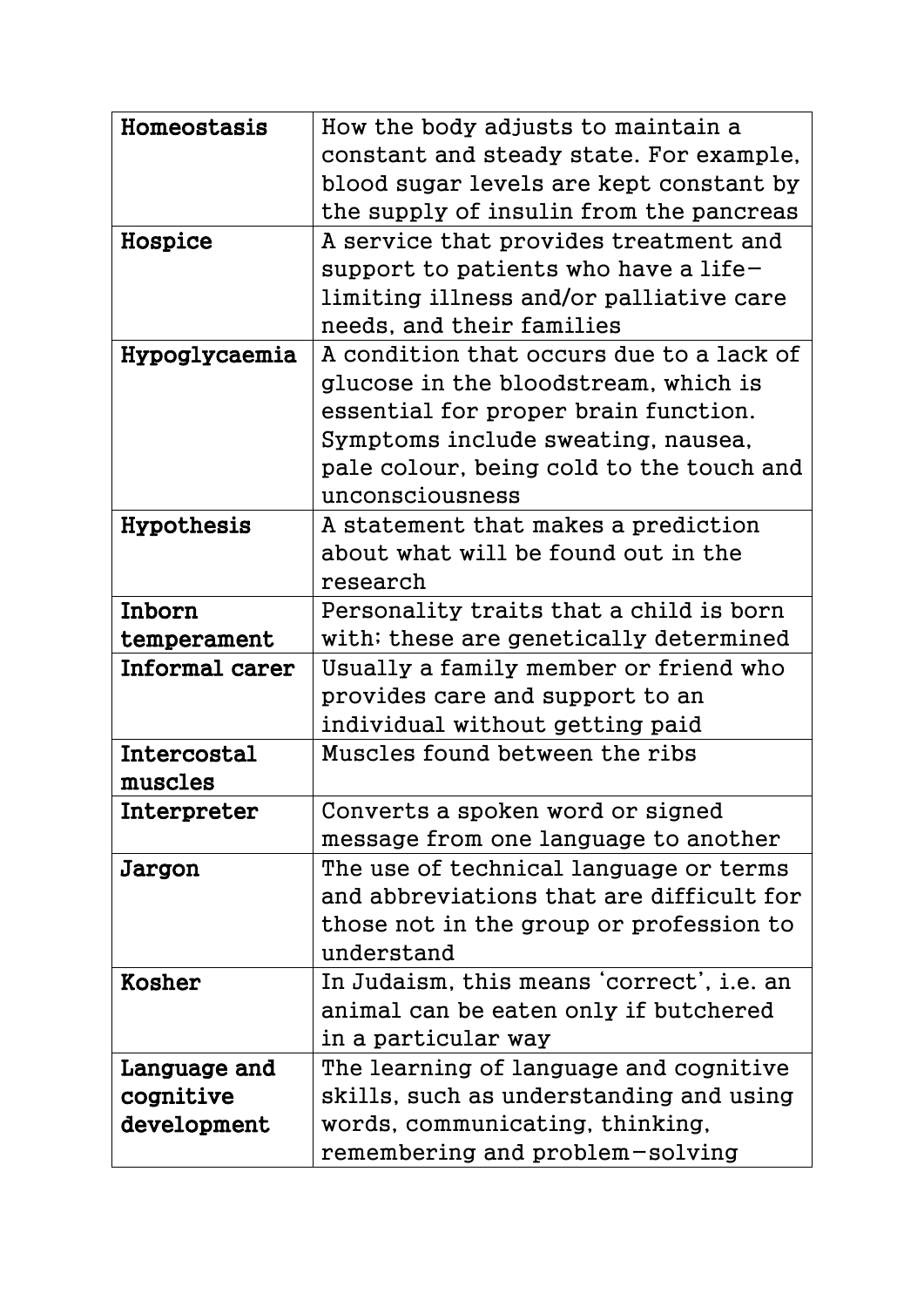| **Homeostasis** | How the body adjusts to maintain a constant and steady state. For example, blood sugar levels are kept constant by the supply of insulin from the pancreas |
|---|---|
| **Hospice** | A service that provides treatment and support to patients who have a life-limiting illness and/or palliative care needs, and their families |
| **Hypoglycaemia** | A condition that occurs due to a lack of glucose in the bloodstream, which is essential for proper brain function. Symptoms include sweating, nausea, pale colour, being cold to the touch and unconsciousness |
| **Hypothesis** | A statement that makes a prediction about what will be found out in the research |
| **Inborn temperament** | Personality traits that a child is born with; these are genetically determined |
| **Informal carer** | Usually a family member or friend who provides care and support to an individual without getting paid |
| **Intercostal muscles** | Muscles found between the ribs |
| **Interpreter** | Converts a spoken word or signed message from one language to another |
| **Jargon** | The use of technical language or terms and abbreviations that are difficult for those not in the group or profession to understand |
| **Kosher** | In Judaism, this means 'correct', i.e. an animal can be eaten only if butchered in a particular way |
| **Language and cognitive development** | The learning of language and cognitive skills, such as understanding and using words, communicating, thinking, remembering and problem-solving |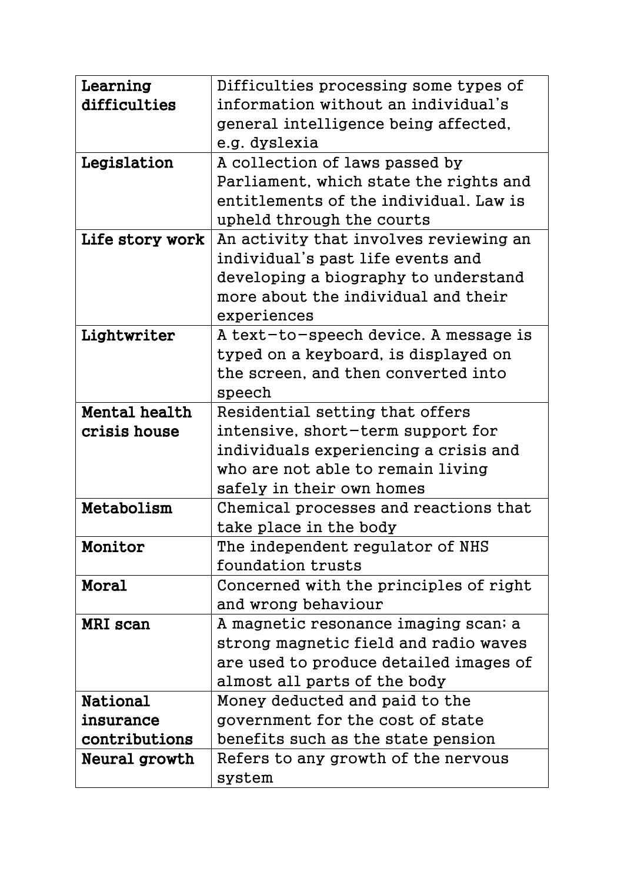| | |
|---|---|
| **Learning difficulties** | Difficulties processing some types of information without an individual's general intelligence being affected, e.g. dyslexia |
| **Legislation** | A collection of laws passed by Parliament, which state the rights and entitlements of the individual. Law is upheld through the courts |
| **Life story work** | An activity that involves reviewing an individual's past life events and developing a biography to understand more about the individual and their experiences |
| **Lightwriter** | A text-to-speech device. A message is typed on a keyboard, is displayed on the screen, and then converted into speech |
| **Mental health crisis house** | Residential setting that offers intensive, short-term support for individuals experiencing a crisis and who are not able to remain living safely in their own homes |
| **Metabolism** | Chemical processes and reactions that take place in the body |
| **Monitor** | The independent regulator of NHS foundation trusts |
| **Moral** | Concerned with the principles of right and wrong behaviour |
| **MRI scan** | A magnetic resonance imaging scan; a strong magnetic field and radio waves are used to produce detailed images of almost all parts of the body |
| **National insurance contributions** | Money deducted and paid to the government for the cost of state benefits such as the state pension |
| **Neural growth** | Refers to any growth of the nervous system |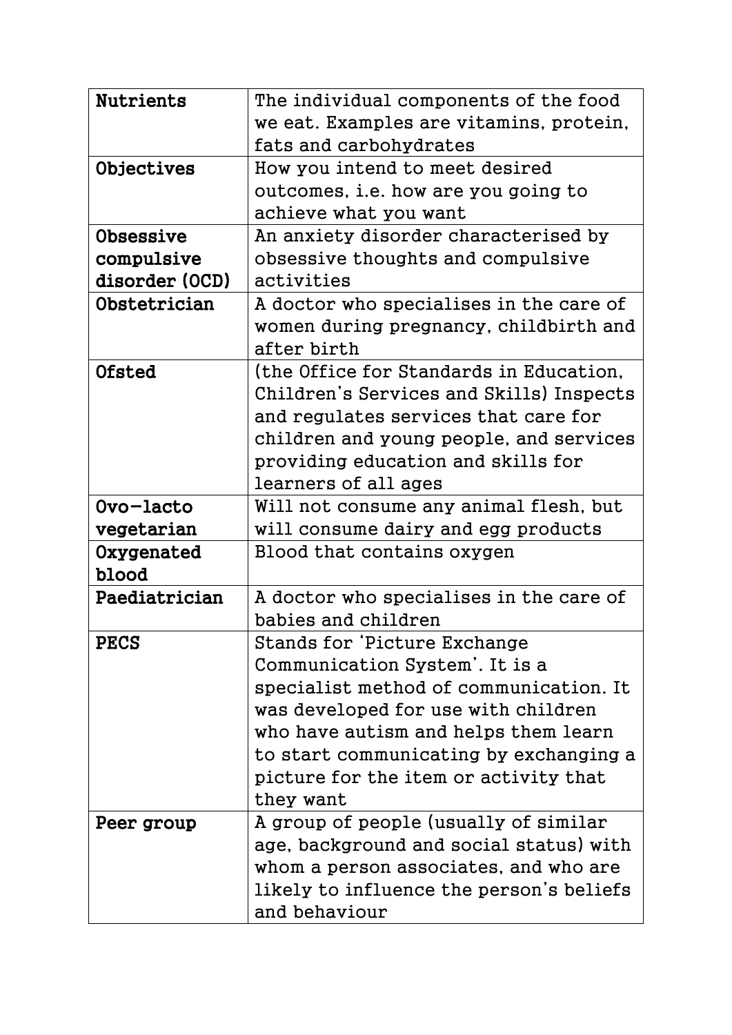| **Nutrients** | The individual components of the food we eat. Examples are vitamins, protein, fats and carbohydrates |
| --- | --- |
| **Objectives** | How you intend to meet desired outcomes, i.e. how are you going to achieve what you want |
| **Obsessive compulsive disorder (OCD)** | An anxiety disorder characterised by obsessive thoughts and compulsive activities |
| **Obstetrician** | A doctor who specialises in the care of women during pregnancy, childbirth and after birth |
| **Ofsted** | (the Office for Standards in Education, Children's Services and Skills) Inspects and regulates services that care for children and young people, and services providing education and skills for learners of all ages |
| **Ovo-lacto vegetarian** | Will not consume any animal flesh, but will consume dairy and egg products |
| **Oxygenated blood** | Blood that contains oxygen |
| **Paediatrician** | A doctor who specialises in the care of babies and children |
| **PECS** | Stands for 'Picture Exchange Communication System'. It is a specialist method of communication. It was developed for use with children who have autism and helps them learn to start communicating by exchanging a picture for the item or activity that they want |
| **Peer group** | A group of people (usually of similar age, background and social status) with whom a person associates, and who are likely to influence the person's beliefs and behaviour |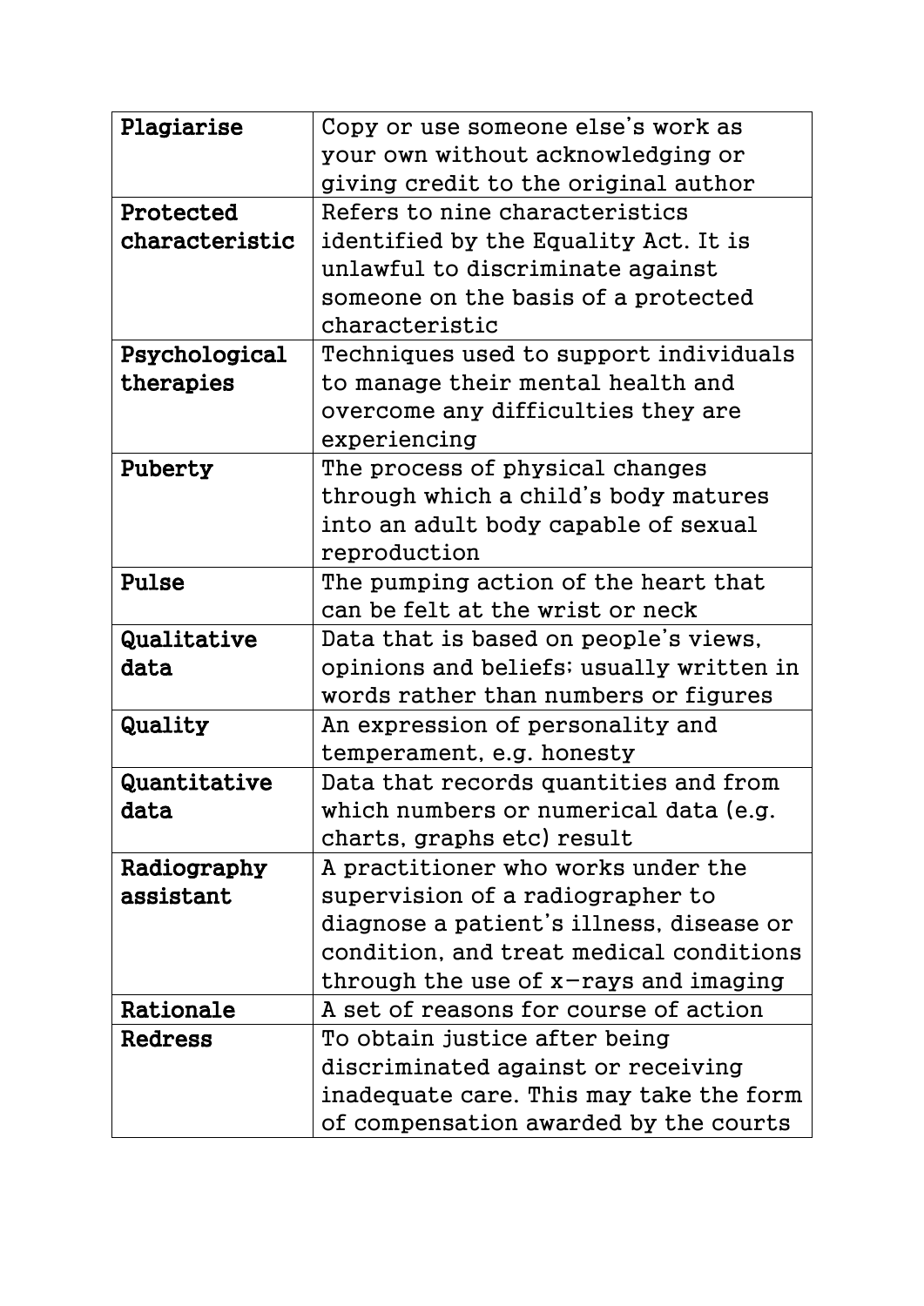| **Plagiarise** | Copy or use someone else's work as your own without acknowledging or giving credit to the original author |
|---|---|
| **Protected characteristic** | Refers to nine characteristics identified by the Equality Act. It is unlawful to discriminate against someone on the basis of a protected characteristic |
| **Psychological therapies** | Techniques used to support individuals to manage their mental health and overcome any difficulties they are experiencing |
| **Puberty** | The process of physical changes through which a child's body matures into an adult body capable of sexual reproduction |
| **Pulse** | The pumping action of the heart that can be felt at the wrist or neck |
| **Qualitative data** | Data that is based on people's views, opinions and beliefs; usually written in words rather than numbers or figures |
| **Quality** | An expression of personality and temperament, e.g. honesty |
| **Quantitative data** | Data that records quantities and from which numbers or numerical data (e.g. charts, graphs etc) result |
| **Radiography assistant** | A practitioner who works under the supervision of a radiographer to diagnose a patient's illness, disease or condition, and treat medical conditions through the use of x-rays and imaging |
| **Rationale** | A set of reasons for course of action |
| **Redress** | To obtain justice after being discriminated against or receiving inadequate care. This may take the form of compensation awarded by the courts |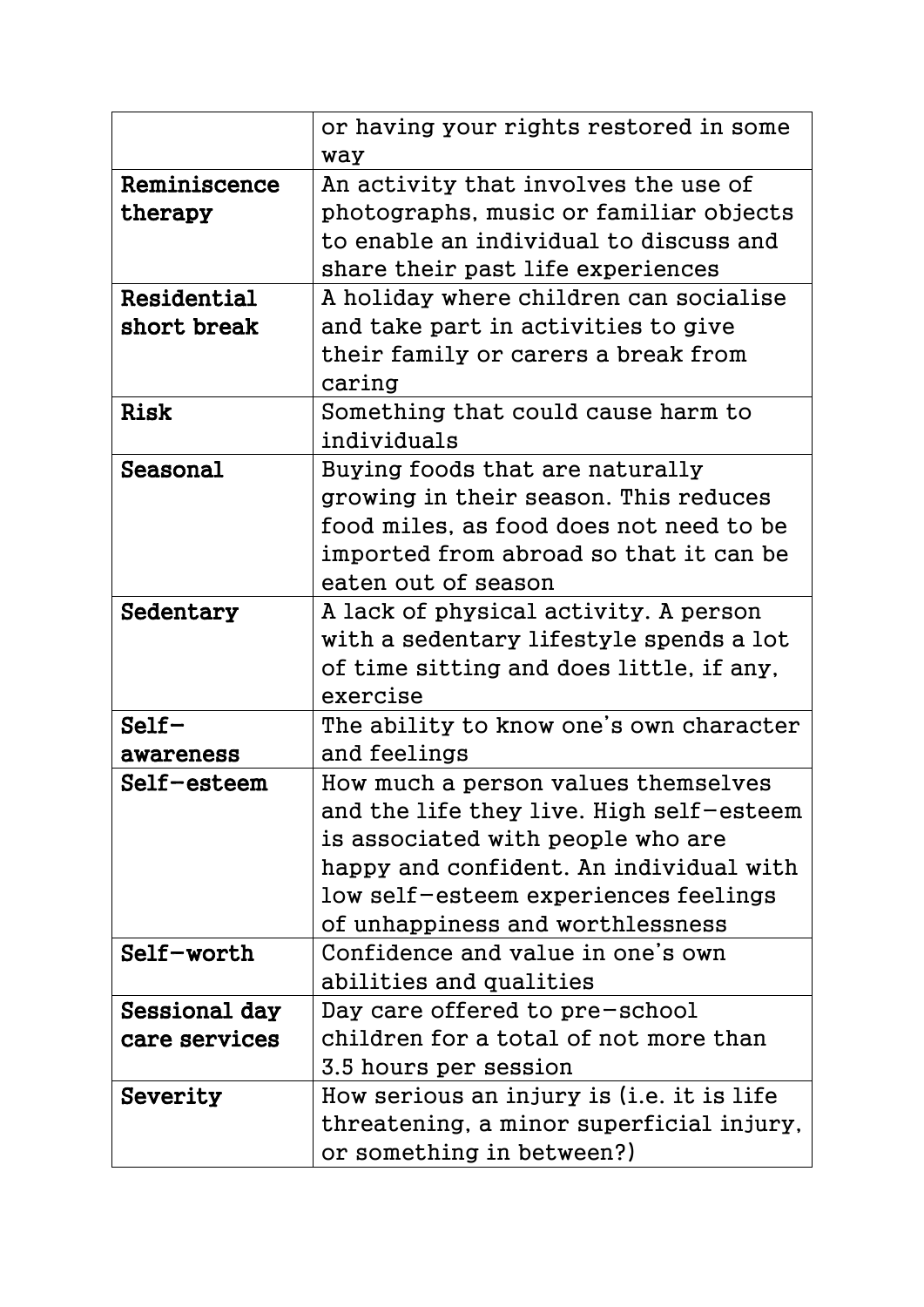| | |
|---|---|
| | or having your rights restored in some way |
| **Reminiscence therapy** | An activity that involves the use of photographs, music or familiar objects to enable an individual to discuss and share their past life experiences |
| **Residential short break** | A holiday where children can socialise and take part in activities to give their family or carers a break from caring |
| **Risk** | Something that could cause harm to individuals |
| **Seasonal** | Buying foods that are naturally growing in their season. This reduces food miles, as food does not need to be imported from abroad so that it can be eaten out of season |
| **Sedentary** | A lack of physical activity. A person with a sedentary lifestyle spends a lot of time sitting and does little, if any, exercise |
| **Self-awareness** | The ability to know one's own character and feelings |
| **Self-esteem** | How much a person values themselves and the life they live. High self-esteem is associated with people who are happy and confident. An individual with low self-esteem experiences feelings of unhappiness and worthlessness |
| **Self-worth** | Confidence and value in one's own abilities and qualities |
| **Sessional day care services** | Day care offered to pre-school children for a total of not more than 3.5 hours per session |
| **Severity** | How serious an injury is (i.e. it is life threatening, a minor superficial injury, or something in between?) |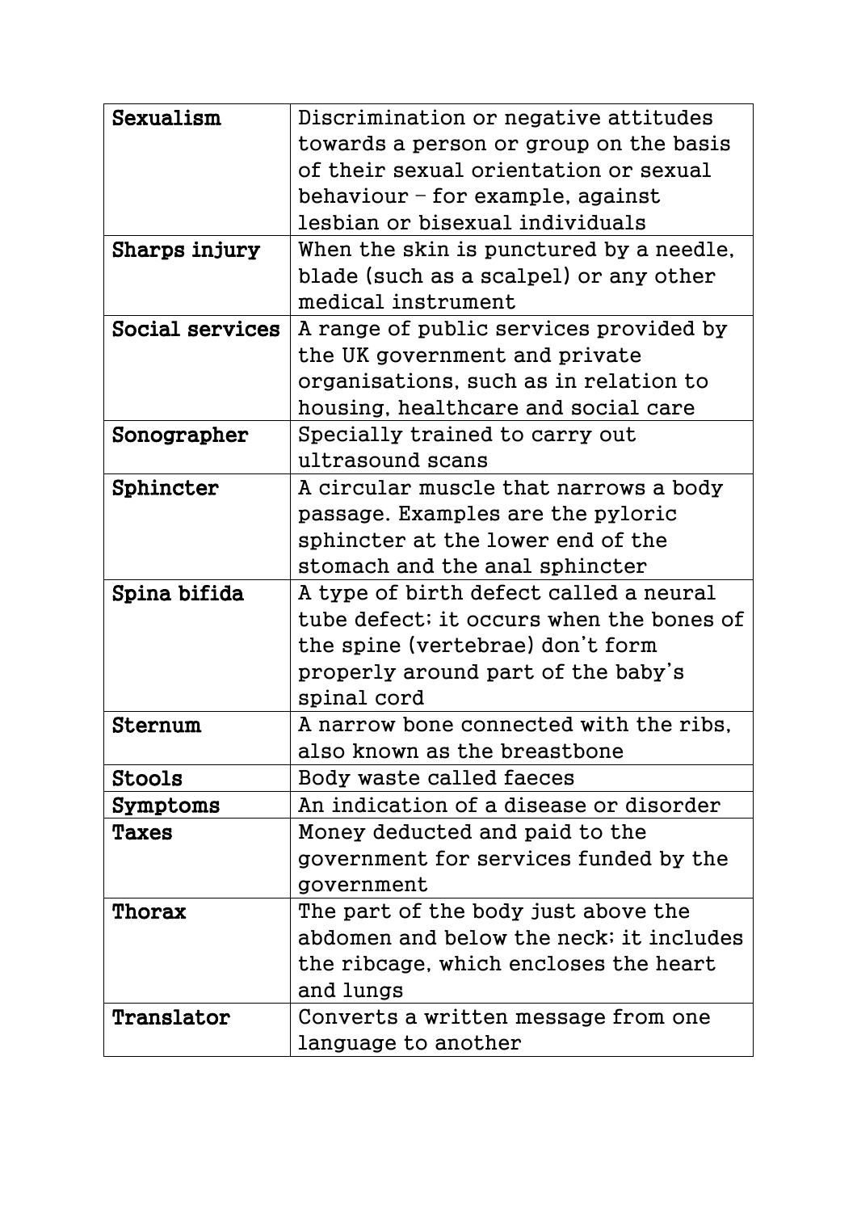| **Sexualism** | Discrimination or negative attitudes towards a person or group on the basis of their sexual orientation or sexual behaviour – for example, against lesbian or bisexual individuals |
|---|---|
| **Sharps injury** | When the skin is punctured by a needle, blade (such as a scalpel) or any other medical instrument |
| **Social services** | A range of public services provided by the UK government and private organisations, such as in relation to housing, healthcare and social care |
| **Sonographer** | Specially trained to carry out ultrasound scans |
| **Sphincter** | A circular muscle that narrows a body passage. Examples are the pyloric sphincter at the lower end of the stomach and the anal sphincter |
| **Spina bifida** | A type of birth defect called a neural tube defect; it occurs when the bones of the spine (vertebrae) don't form properly around part of the baby's spinal cord |
| **Sternum** | A narrow bone connected with the ribs, also known as the breastbone |
| **Stools** | Body waste called faeces |
| **Symptoms** | An indication of a disease or disorder |
| **Taxes** | Money deducted and paid to the government for services funded by the government |
| **Thorax** | The part of the body just above the abdomen and below the neck; it includes the ribcage, which encloses the heart and lungs |
| **Translator** | Converts a written message from one language to another |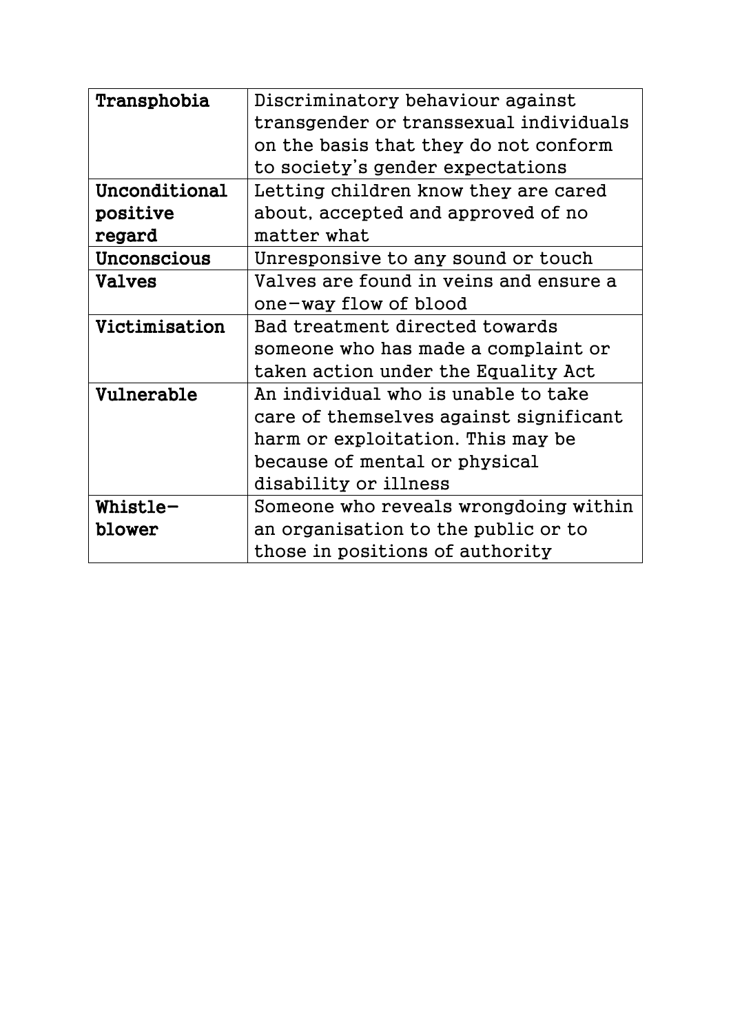| | |
|---|---|
| **Transphobia** | Discriminatory behaviour against transgender or transsexual individuals on the basis that they do not conform to society's gender expectations |
| **Unconditional positive regard** | Letting children know they are cared about, accepted and approved of no matter what |
| **Unconscious** | Unresponsive to any sound or touch |
| **Valves** | Valves are found in veins and ensure a one-way flow of blood |
| **Victimisation** | Bad treatment directed towards someone who has made a complaint or taken action under the Equality Act |
| **Vulnerable** | An individual who is unable to take care of themselves against significant harm or exploitation. This may be because of mental or physical disability or illness |
| **Whistle-blower** | Someone who reveals wrongdoing within an organisation to the public or to those in positions of authority |